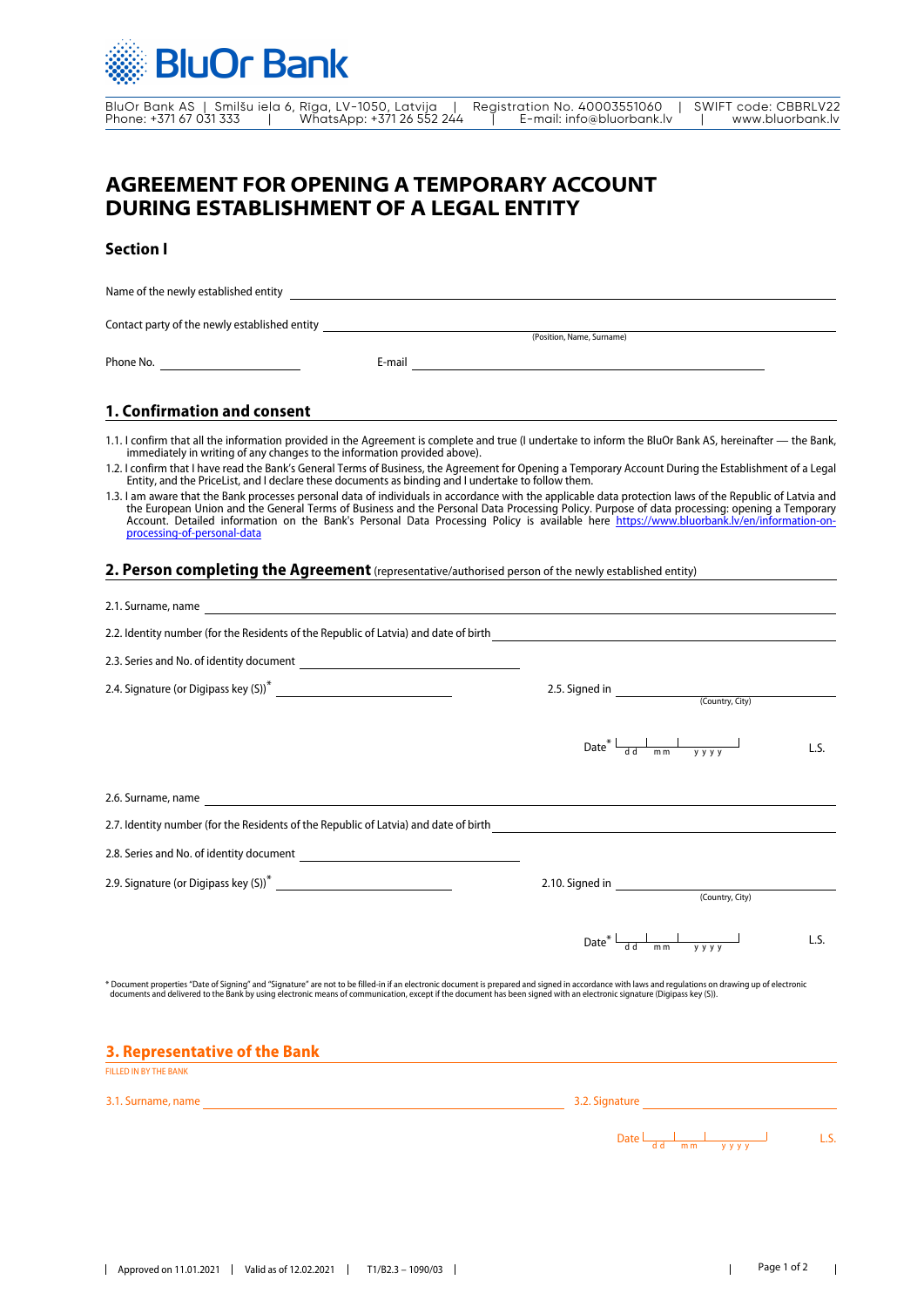BluOr Bank

BluOr Bank AS | Smilšu iela 6, Rīga, LV-1050, Latvija | Registration No. 40003551060 | SWIFT code: CBBRLV22
Phone: +371 67 031 333 | WhatsApp: +371 26 552 244 | E-mail: info@bluorbank.lv | www.bluorbank.lv

# AGREEMENT FOR OPENING A TEMPORARY ACCOUNT DURING ESTABLISHMENT OF A LEGAL ENTITY

## Section I

Name of the newly established entity ______________________________

Contact party of the newly established entity ______________________________
(Position, Name, Surname)

Phone No. ____________ E-mail ______________________________

## 1. Confirmation and consent

1.1. I confirm that all the information provided in the Agreement is complete and true (I undertake to inform the BluOr Bank AS, hereinafter — the Bank, immediately in writing of any changes to the information provided above).

1.2. I confirm that I have read the Bank's General Terms of Business, the Agreement for Opening a Temporary Account During the Establishment of a Legal Entity, and the PriceList, and I declare these documents as binding and I undertake to follow them.

1.3. I am aware that the Bank processes personal data of individuals in accordance with the applicable data protection laws of the Republic of Latvia and the European Union and the General Terms of Business and the Personal Data Processing Policy. Purpose of data processing: opening a Temporary Account. Detailed information on the Bank's Personal Data Processing Policy is available here https://www.bluorbank.lv/en/information-on-processing-of-personal-data

## 2. Person completing the Agreement (representative/authorised person of the newly established entity)

2.1. Surname, name ______________________________

2.2. Identity number (for the Residents of the Republic of Latvia) and date of birth ______________________________

2.3. Series and No. of identity document ______________________________

2.4. Signature (or Digipass key (S))* ______________ 2.5. Signed in ______________ (Country, City)

Date* dd | mm | yyyy L.S.

2.6. Surname, name ______________________________

2.7. Identity number (for the Residents of the Republic of Latvia) and date of birth ______________________________

2.8. Series and No. of identity document ______________________________

2.9. Signature (or Digipass key (S))* ______________ 2.10. Signed in ______________ (Country, City)

Date* dd | mm | yyyy L.S.

* Document properties "Date of Signing" and "Signature" are not to be filled-in if an electronic document is prepared and signed in accordance with laws and regulations on drawing up of electronic documents and delivered to the Bank by using electronic means of communication, except if the document has been signed with an electronic signature (Digipass key (S)).

## 3. Representative of the Bank

FILLED IN BY THE BANK

3.1. Surname, name ______________________________ 3.2. Signature ______________

Date dd | mm | yyyy L.S.

Approved on 11.01.2021 | Valid as of 12.02.2021 | T1/B2.3 – 1090/03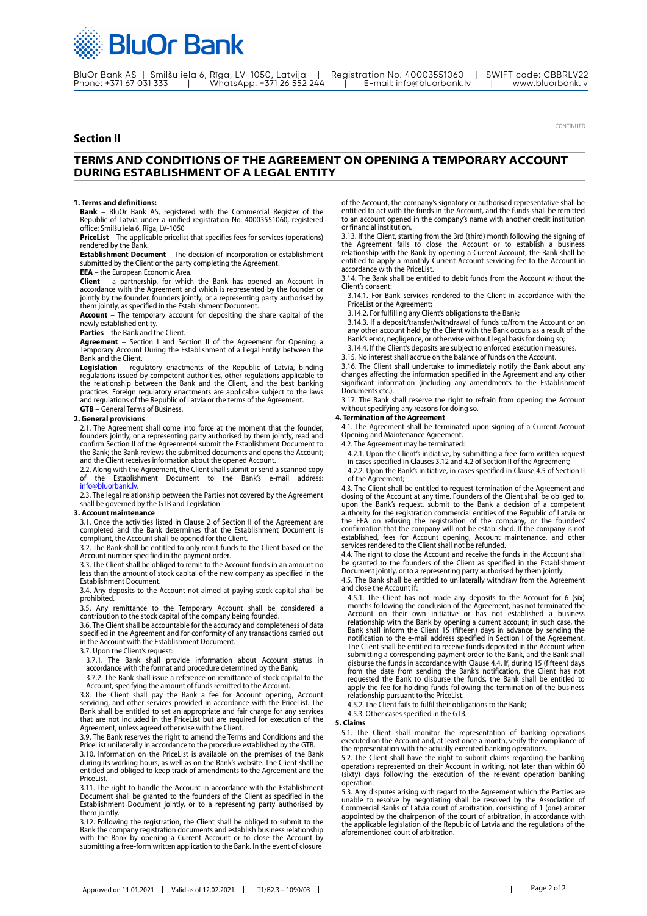CONTINUED

## Section II

# TERMS AND CONDITIONS OF THE AGREEMENT ON OPENING A TEMPORARY ACCOUNT DURING ESTABLISHMENT OF A LEGAL ENTITY

**1. Terms and definitions:**

**Bank** – BluOr Bank AS, registered with the Commercial Register of the Republic of Latvia under a unified registration No. 40003551060, registered office: Smilšu iela 6, Riga, LV-1050

**PriceList** – The applicable pricelist that specifies fees for services (operations) rendered by the Bank.

**Establishment Document** – The decision of incorporation or establishment submitted by the Client or the party completing the Agreement.

**EEA** – the European Economic Area.

**Client** – a partnership, for which the Bank has opened an Account in accordance with the Agreement and which is represented by the founder or jointly by the founder, founders jointly, or a representing party authorised by them jointly, as specified in the Establishment Document.

**Account** – The temporary account for depositing the share capital of the newly established entity.

**Parties** – the Bank and the Client.

**Agreement** – Section I and Section II of the Agreement for Opening a Temporary Account During the Establishment of a Legal Entity between the Bank and the Client.

**Legislation** – regulatory enactments of the Republic of Latvia, binding regulations issued by competent authorities, other regulations applicable to the relationship between the Bank and the Client, and the best banking practices. Foreign regulatory enactments are applicable subject to the laws and regulations of the Republic of Latvia or the terms of the Agreement.

**GTB** – General Terms of Business.

**2. General provisions**

2.1. The Agreement shall come into force at the moment that the founder, founders jointly, or a representing party authorised by them jointly, read and confirm Section II of the Agreement4 submit the Establishment Document to the Bank; the Bank reviews the submitted documents and opens the Account; and the Client receives information about the opened Account.

2.2. Along with the Agreement, the Client shall submit or send a scanned copy of the Establishment Document to the Bank's e-mail address: info@bluorbank.lv.

2.3. The legal relationship between the Parties not covered by the Agreement shall be governed by the GTB and Legislation.

**3. Account maintenance**

3.1. Once the activities listed in Clause 2 of Section II of the Agreement are completed and the Bank determines that the Establishment Document is compliant, the Account shall be opened for the Client.

3.2. The Bank shall be entitled to only remit funds to the Client based on the Account number specified in the payment order.

3.3. The Client shall be obliged to remit to the Account funds in an amount no less than the amount of stock capital of the new company as specified in the Establishment Document.

3.4. Any deposits to the Account not aimed at paying stock capital shall be prohibited.

3.5. Any remittance to the Temporary Account shall be considered a contribution to the stock capital of the company being founded.

3.6. The Client shall be accountable for the accuracy and completeness of data specified in the Agreement and for conformity of any transactions carried out in the Account with the Establishment Document.

3.7. Upon the Client's request:

3.7.1. The Bank shall provide information about Account status in accordance with the format and procedure determined by the Bank;

3.7.2. The Bank shall issue a reference on remittance of stock capital to the Account, specifying the amount of funds remitted to the Account.

3.8. The Client shall pay the Bank a fee for Account opening, Account servicing, and other services provided in accordance with the PriceList. The Bank shall be entitled to set an appropriate and fair charge for any services that are not included in the PriceList but are required for execution of the Agreement, unless agreed otherwise with the Client.

3.9. The Bank reserves the right to amend the Terms and Conditions and the PriceList unilaterally in accordance to the procedure established by the GTB.

3.10. Information on the PriceList is available on the premises of the Bank during its working hours, as well as on the Bank's website. The Client shall be entitled and obliged to keep track of amendments to the Agreement and the PriceList.

3.11. The right to handle the Account in accordance with the Establishment Document shall be granted to the founders of the Client as specified in the Establishment Document jointly, or to a representing party authorised by them jointly.

3.12. Following the registration, the Client shall be obliged to submit to the Bank the company registration documents and establish business relationship with the Bank by opening a Current Account or to close the Account by submitting a free-form written application to the Bank. In the event of closure of the Account, the company's signatory or authorised representative shall be entitled to act with the funds in the Account, and the funds shall be remitted to an account opened in the company's name with another credit institution or financial institution.

3.13. If the Client, starting from the 3rd (third) month following the signing of the Agreement fails to close the Account or to establish a business relationship with the Bank by opening a Current Account, the Bank shall be entitled to apply a monthly Current Account servicing fee to the Account in accordance with the PriceList.

3.14. The Bank shall be entitled to debit funds from the Account without the Client's consent:

3.14.1. For Bank services rendered to the Client in accordance with the PriceList or the Agreement;

3.14.2. For fulfilling any Client's obligations to the Bank;

3.14.3. If a deposit/transfer/withdrawal of funds to/from the Account or on any other account held by the Client with the Bank occurs as a result of the Bank's error, negligence, or otherwise without legal basis for doing so;

3.14.4. If the Client's deposits are subject to enforced execution measures.

3.15. No interest shall accrue on the balance of funds on the Account.

3.16. The Client shall undertake to immediately notify the Bank about any changes affecting the information specified in the Agreement and any other significant information (including any amendments to the Establishment Documents etc.).

3.17. The Bank shall reserve the right to refrain from opening the Account without specifying any reasons for doing so.

**4. Termination of the Agreement**

4.1. The Agreement shall be terminated upon signing of a Current Account Opening and Maintenance Agreement.

4.2. The Agreement may be terminated:

4.2.1. Upon the Client's initiative, by submitting a free-form written request in cases specified in Clauses 3.12 and 4.2 of Section II of the Agreement;

4.2.2. Upon the Bank's initiative, in cases specified in Clause 4.5 of Section II of the Agreement;

4.3. The Client shall be entitled to request termination of the Agreement and closing of the Account at any time. Founders of the Client shall be obliged to, upon the Bank's request, submit to the Bank a decision of a competent authority for the registration commercial entities of the Republic of Latvia or the EEA on refusing the registration of the company, or the founders' confirmation that the company will not be established. If the company is not established, fees for Account opening, Account maintenance, and other services rendered to the Client shall not be refunded.

4.4. The right to close the Account and receive the funds in the Account shall be granted to the founders of the Client as specified in the Establishment Document jointly, or to a representing party authorised by them jointly.

4.5. The Bank shall be entitled to unilaterally withdraw from the Agreement and close the Account if:

4.5.1. The Client has not made any deposits to the Account for 6 (six) months following the conclusion of the Agreement, has not terminated the Account on their own initiative or has not established a business relationship with the Bank by opening a current account; in such case, the Bank shall inform the Client 15 (fifteen) days in advance by sending the notification to the e-mail address specified in Section I of the Agreement. The Client shall be entitled to receive funds deposited in the Account when submitting a corresponding payment order to the Bank, and the Bank shall disburse the funds in accordance with Clause 4.4. If, during 15 (fifteen) days from the date from sending the Bank's notification, the Client has not requested the Bank to disburse the funds, the Bank shall be entitled to apply the fee for holding funds following the termination of the business relationship pursuant to the PriceList.

4.5.2. The Client fails to fulfil their obligations to the Bank;

4.5.3. Other cases specified in the GTB.

**5. Claims**

5.1. The Client shall monitor the representation of banking operations executed on the Account and, at least once a month, verify the compliance of the representation with the actually executed banking operations.

5.2. The Client shall have the right to submit claims regarding the banking operations represented on their Account in writing, not later than within 60 (sixty) days following the execution of the relevant operation banking operation.

5.3. Any disputes arising with regard to the Agreement which the Parties are unable to resolve by negotiating shall be resolved by the Association of Commercial Banks of Latvia court of arbitration, consisting of 1 (one) arbiter appointed by the chairperson of the court of arbitration, in accordance with the applicable legislation of the Republic of Latvia and the regulations of the aforementioned court of arbitration.

Approved on 11.01.2021 | Valid as of 12.02.2021 | T1/B2.3 – 1090/03